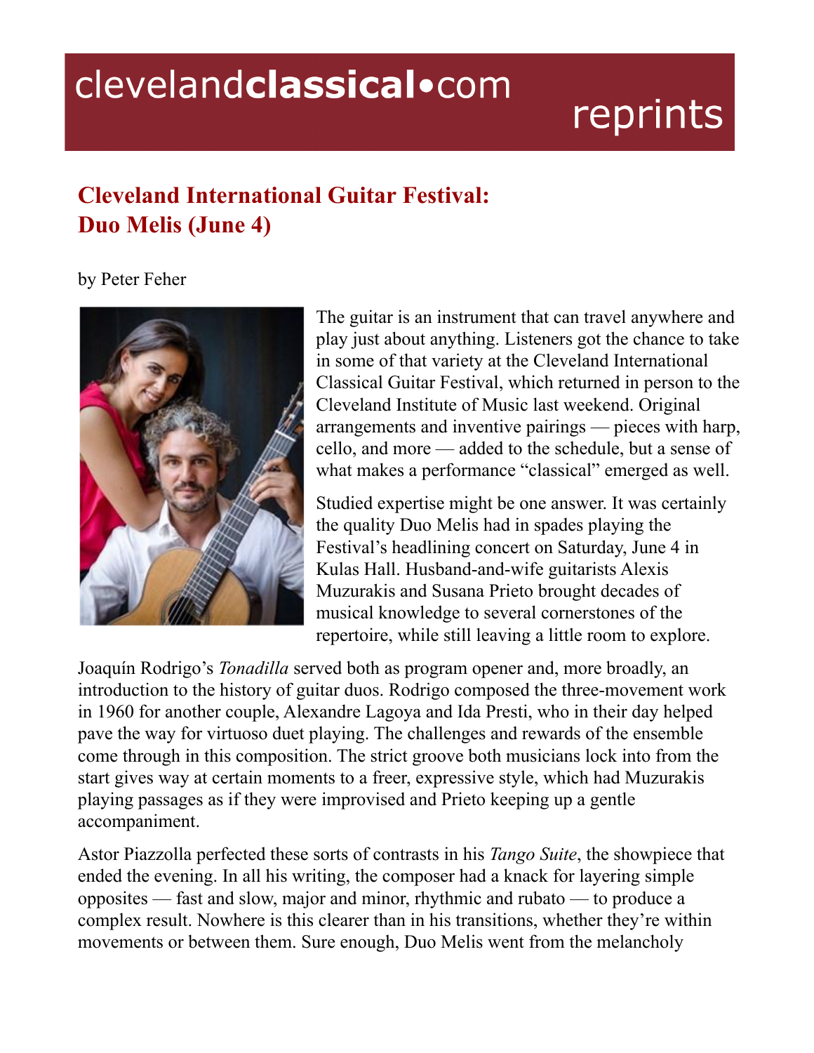# Cleveland International Guitar Festival: Duo Melis (June 4)

by Peter Feher

The guitar is an instrument that can travel anywhere and play just about anything. Listeners got the chance to take in some of that variety at the Cleveland International Classical Guitar Festival, which returned in person to the Cleveland Institute of Music last weekend. Original arrangements and inventive pairings — pieces with harp, cello, and more — added to the schedule, but a sense of what makes a performance "classical" emerged as well.

Studied expertise might be one answer. It was certainly the quality Duo Melis had in spades playing the Festival's headlining concert on Saturday, June 4 in Kulas Hall. Husband-and-wife guitarists Alexis Muzurakis and Susana Prieto brought decades of musical knowledge to several cornerstones of the repertoire, while still leaving a little room to explore.

Joaquín Rodrigo's *Tonadilla* served both as program opener and, more broadly, an introduction to the history of guitar duos. Rodrigo composed the three-movement work in 1960 for another couple, Alexandre Lagoya and Ida Presti, who in their day helped pave the way for virtuoso duet playing. The challenges and rewards of the ensemble come through in this composition. The strict groove both musicians lock into from the start gives way at certain moments to a freer, expressive style, which had Muzurakis playing passages as if they were improvised and Prieto keeping up a gentle accompaniment.

Astor Piazzolla perfected these sorts of contrasts in his *Tango Suite*, the showpiece that ended the evening. In all his writing, the composer had a knack for layering simple opposites — fast and slow, major and minor, rhythmic and rubato — to produce a complex result. Nowhere is this clearer than in his transitions, whether they're within movements or between them. Sure enough, Duo Melis went from the melancholy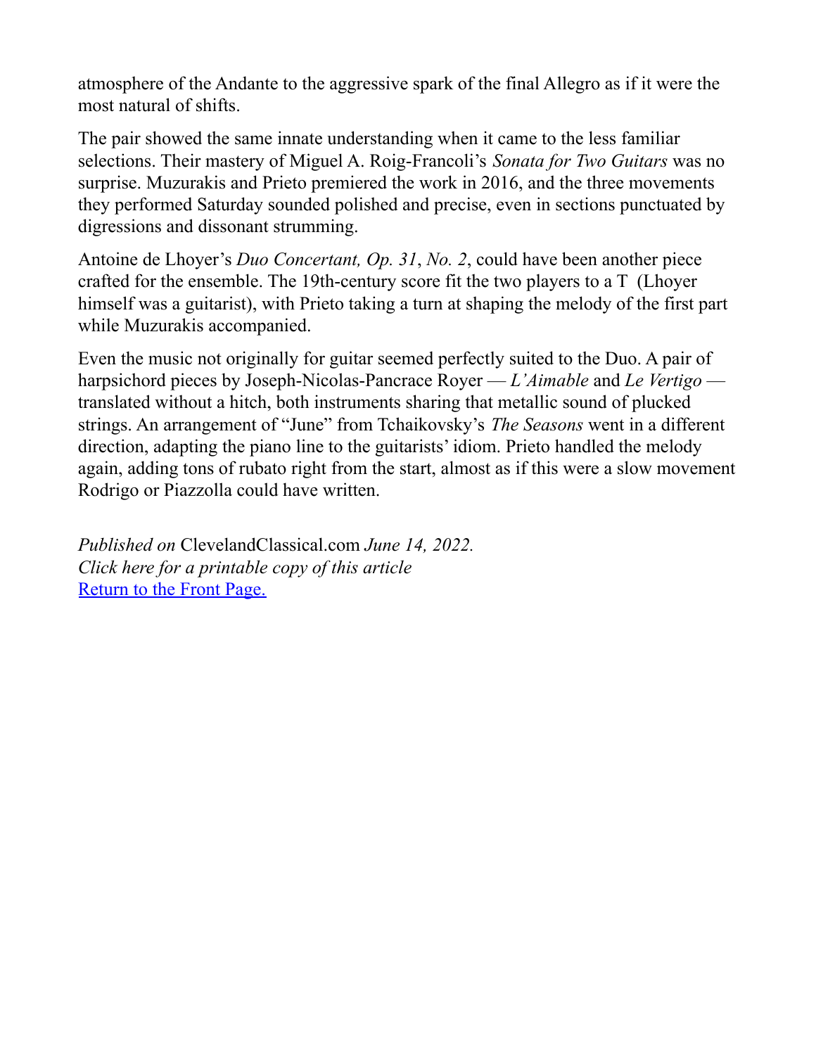atmosphere of the Andante to the aggressive spark of the final Allegro as if it were the most natural of shifts.

The pair showed the same innate understanding when it came to the less familiar selections. Their mastery of Miguel A. Roig-Francolí's *Sonata for Two Guitars* was no surprise. Muzurakis and Prieto premiered the work in 2016, and the three movements they performed Saturday sounded polished and precise, even in sections punctuated by digressions and dissonant strumming.

Antoine de Lhoyer's *Duo Concertant, Op. 31*, *No. 2*, could have been another piece crafted for the ensemble. The 19th-century score fit the two players to a T (Lhoyer himself was a guitarist), with Prieto taking a turn at shaping the melody of the first part while Muzurakis accompanied.

Even the music not originally for guitar seemed perfectly suited to the Duo. A pair of harpsichord pieces by Joseph-Nicolas-Pancrace Royer — *L'Aimable* and *Le Vertigo* — translated without a hitch, both instruments sharing that metallic sound of plucked strings. An arrangement of "June" from Tchaikovsky's *The Seasons* went in a different direction, adapting the piano line to the guitarists' idiom. Prieto handled the melody again, adding tons of rubato right from the start, almost as if this were a slow movement Rodrigo or Piazzolla could have written.

*Published on* ClevelandClassical.com *June 14, 2022.*
*Click here for a printable copy of this article*
[Return to the Front Page.]